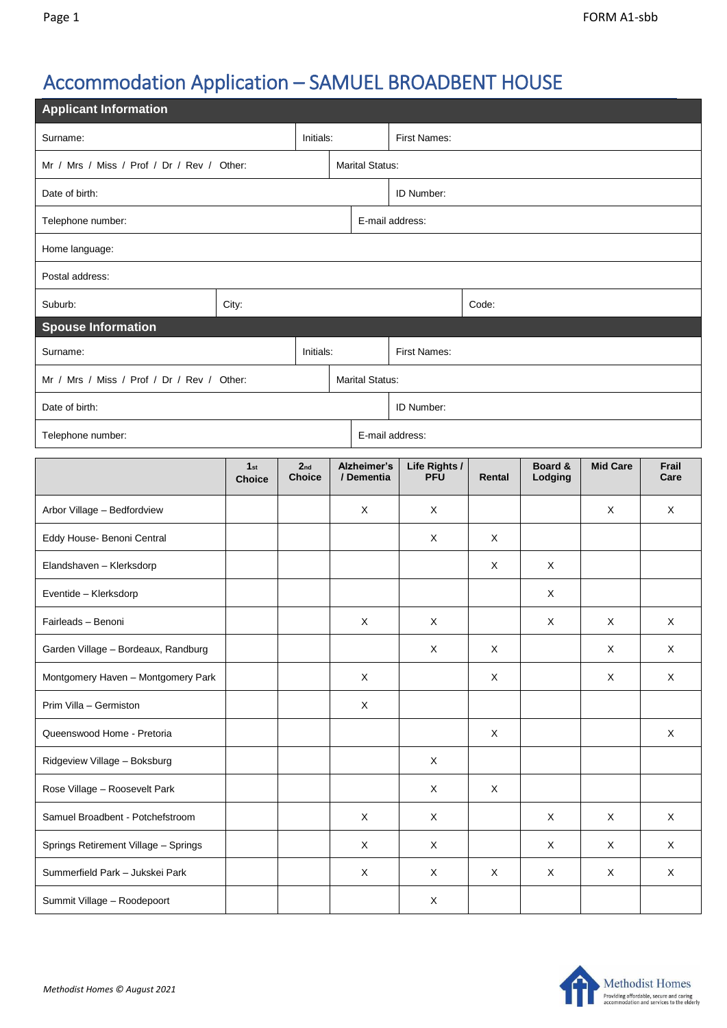# Accommodation Application – SAMUEL BROADBENT HOUSE

## Applicant Information

| | | | |
|---|---|---|---|
| Surname: | Initials: | First Names: | |
| Mr / Mrs / Miss / Prof / Dr / Rev / Other: | | Marital Status: | |
| Date of birth: | | ID Number: | |
| Telephone number: | | E-mail address: | |
| Home language: | | | |
| Postal address: | | | |
| Suburb: | City: | | Code: |

## Spouse Information

| | | | |
|---|---|---|---|
| Surname: | Initials: | First Names: | |
| Mr / Mrs / Miss / Prof / Dr / Rev / Other: | | Marital Status: | |
| Date of birth: | | ID Number: | |
| Telephone number: | | E-mail address: | |

| | 1st Choice | 2nd Choice | Alzheimer's / Dementia | Life Rights / PFU | Rental | Board & Lodging | Mid Care | Frail Care |
|---|---|---|---|---|---|---|---|---|
| Arbor Village – Bedfordview | | | X | X | | | X | X |
| Eddy House- Benoni Central | | | | X | X | | | |
| Elandshaven – Klerksdorp | | | | | X | X | | |
| Eventide – Klerksdorp | | | | | | X | | |
| Fairleads – Benoni | | | X | X | | X | X | X |
| Garden Village – Bordeaux, Randburg | | | | X | X | | X | X |
| Montgomery Haven – Montgomery Park | | | X | | X | | X | X |
| Prim Villa – Germiston | | | X | | | | | |
| Queenswood Home - Pretoria | | | | | X | | | X |
| Ridgeview Village – Boksburg | | | | X | | | | |
| Rose Village – Roosevelt Park | | | | X | X | | | |
| Samuel Broadbent - Potchefstroom | | | X | X | | X | X | X |
| Springs Retirement Village – Springs | | | X | X | | X | X | X |
| Summerfield Park – Jukskei Park | | | X | X | X | X | X | X |
| Summit Village – Roodepoort | | | | X | | | | |

*Methodist Homes © August 2021*

Methodist Homes
Providing affordable, secure and caring accommodation and services to the elderly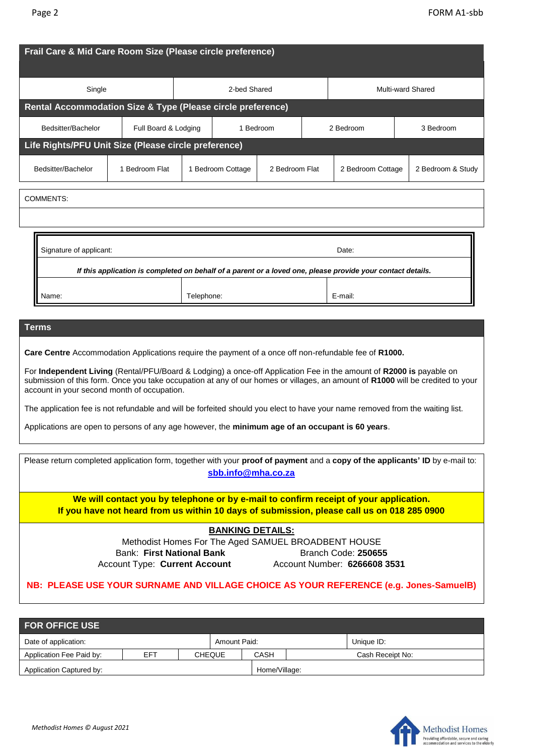## Frail Care & Mid Care Room Size (Please circle preference)

| Single | 2-bed Shared | Multi-ward Shared |
|---|---|---|

## Rental Accommodation Size & Type (Please circle preference)

| Bedsitter/Bachelor | Full Board & Lodging | 1 Bedroom | 2 Bedroom | 3 Bedroom |
|---|---|---|---|---|

## Life Rights/PFU Unit Size (Please circle preference)

| Bedsitter/Bachelor | 1 Bedroom Flat | 1 Bedroom Cottage | 2 Bedroom Flat | 2 Bedroom Cottage | 2 Bedroom & Study |
|---|---|---|---|---|---|

COMMENTS:

| Signature of applicant: | | Date: |
|---|---|---|
| ***If this application is completed on behalf of a parent or a loved one, please provide your contact details.*** | | |
| Name: | Telephone: | E-mail: |

## Terms

**Care Centre** Accommodation Applications require the payment of a once off non-refundable fee of **R1000.**

For **Independent Living** (Rental/PFU/Board & Lodging) a once-off Application Fee in the amount of **R2000 is** payable on submission of this form. Once you take occupation at any of our homes or villages, an amount of **R1000** will be credited to your account in your second month of occupation.

The application fee is not refundable and will be forfeited should you elect to have your name removed from the waiting list.

Applications are open to persons of any age however, the **minimum age of an occupant is 60 years**.

Please return completed application form, together with your **proof of payment** and a **copy of the applicants' ID** by e-mail to: **sbb.info@mha.co.za**

**We will contact you by telephone or by e-mail to confirm receipt of your application.**
**If you have not heard from us within 10 days of submission, please call us on 018 285 0900**

**BANKING DETAILS:**

Methodist Homes For The Aged SAMUEL BROADBENT HOUSE

Bank: **First National Bank** Branch Code: **250655**

Account Type: **Current Account** Account Number: **6266608 3531**

**NB: PLEASE USE YOUR SURNAME AND VILLAGE CHOICE AS YOUR REFERENCE (e.g. Jones-SamuelB)**

## FOR OFFICE USE

| Date of application: | | Amount Paid: | | Unique ID: |
|---|---|---|---|---|
| Application Fee Paid by: | EFT | CHEQUE | CASH | Cash Receipt No: |
| Application Captured by: | | | Home/Village: | |

*Methodist Homes © August 2021*

Methodist Homes
Providing affordable, secure and caring accommodation and services to the elderly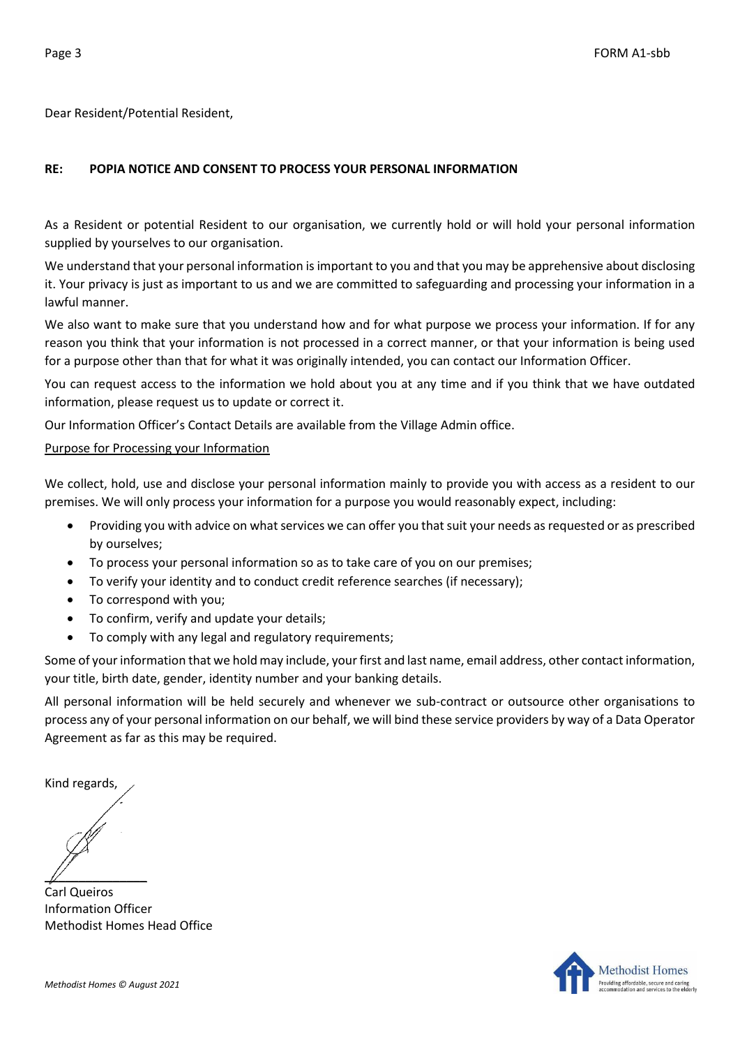Dear Resident/Potential Resident,

**RE: POPIA NOTICE AND CONSENT TO PROCESS YOUR PERSONAL INFORMATION**

As a Resident or potential Resident to our organisation, we currently hold or will hold your personal information supplied by yourselves to our organisation.

We understand that your personal information is important to you and that you may be apprehensive about disclosing it. Your privacy is just as important to us and we are committed to safeguarding and processing your information in a lawful manner.

We also want to make sure that you understand how and for what purpose we process your information. If for any reason you think that your information is not processed in a correct manner, or that your information is being used for a purpose other than that for what it was originally intended, you can contact our Information Officer.

You can request access to the information we hold about you at any time and if you think that we have outdated information, please request us to update or correct it.

Our Information Officer's Contact Details are available from the Village Admin office.

<u>Purpose for Processing your Information</u>

We collect, hold, use and disclose your personal information mainly to provide you with access as a resident to our premises. We will only process your information for a purpose you would reasonably expect, including:

- Providing you with advice on what services we can offer you that suit your needs as requested or as prescribed by ourselves;
- To process your personal information so as to take care of you on our premises;
- To verify your identity and to conduct credit reference searches (if necessary);
- To correspond with you;
- To confirm, verify and update your details;
- To comply with any legal and regulatory requirements;

Some of your information that we hold may include, your first and last name, email address, other contact information, your title, birth date, gender, identity number and your banking details.

All personal information will be held securely and whenever we sub-contract or outsource other organisations to process any of your personal information on our behalf, we will bind these service providers by way of a Data Operator Agreement as far as this may be required.

Kind regards,

Carl Queiros
Information Officer
Methodist Homes Head Office

*Methodist Homes © August 2021*

Methodist Homes
Providing affordable, secure and caring accommodation and services to the elderly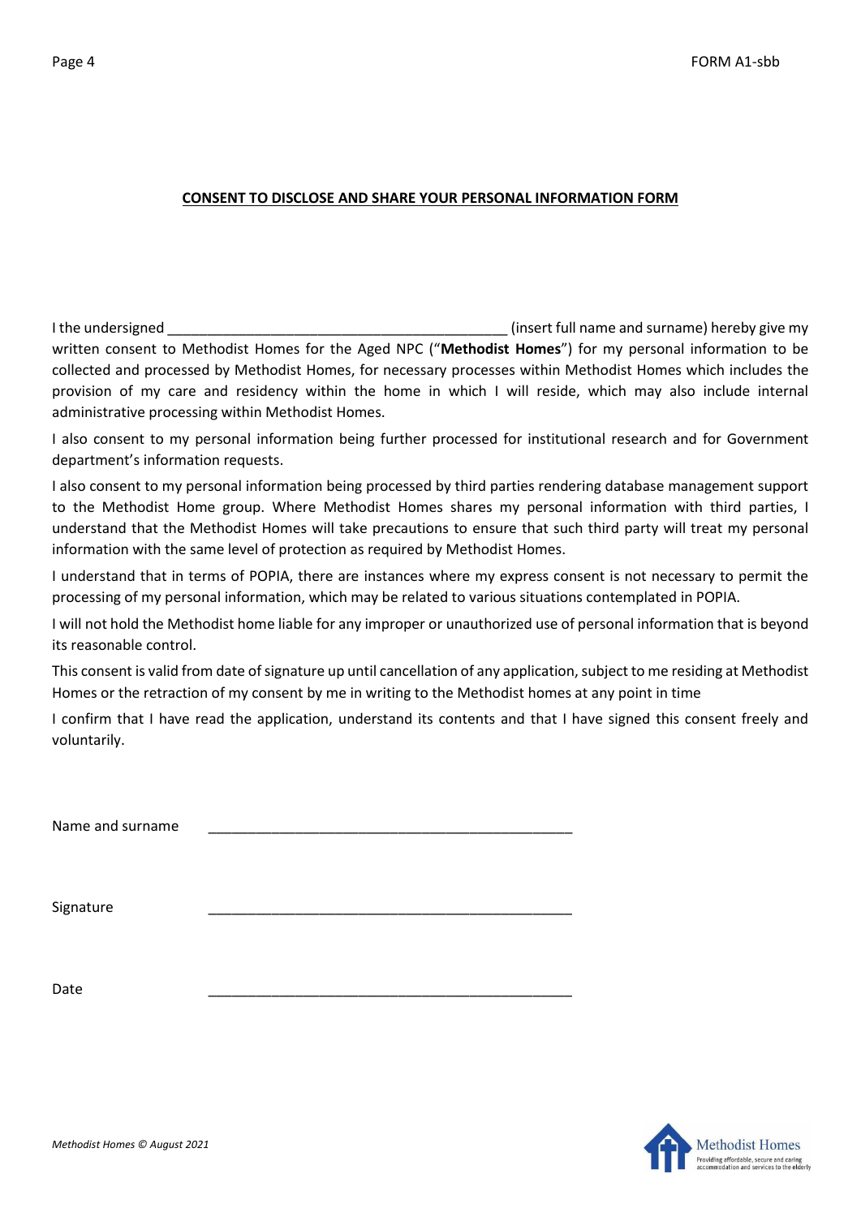**CONSENT TO DISCLOSE AND SHARE YOUR PERSONAL INFORMATION FORM**

I the undersigned ___________________________________________ (insert full name and surname) hereby give my written consent to Methodist Homes for the Aged NPC ("**Methodist Homes**") for my personal information to be collected and processed by Methodist Homes, for necessary processes within Methodist Homes which includes the provision of my care and residency within the home in which I will reside, which may also include internal administrative processing within Methodist Homes.

I also consent to my personal information being further processed for institutional research and for Government department's information requests.

I also consent to my personal information being processed by third parties rendering database management support to the Methodist Home group. Where Methodist Homes shares my personal information with third parties, I understand that the Methodist Homes will take precautions to ensure that such third party will treat my personal information with the same level of protection as required by Methodist Homes.

I understand that in terms of POPIA, there are instances where my express consent is not necessary to permit the processing of my personal information, which may be related to various situations contemplated in POPIA.

I will not hold the Methodist home liable for any improper or unauthorized use of personal information that is beyond its reasonable control.

This consent is valid from date of signature up until cancellation of any application, subject to me residing at Methodist Homes or the retraction of my consent by me in writing to the Methodist homes at any point in time

I confirm that I have read the application, understand its contents and that I have signed this consent freely and voluntarily.

Name and surname _______________________________________________

Signature _______________________________________________

Date _______________________________________________

*Methodist Homes © August 2021*